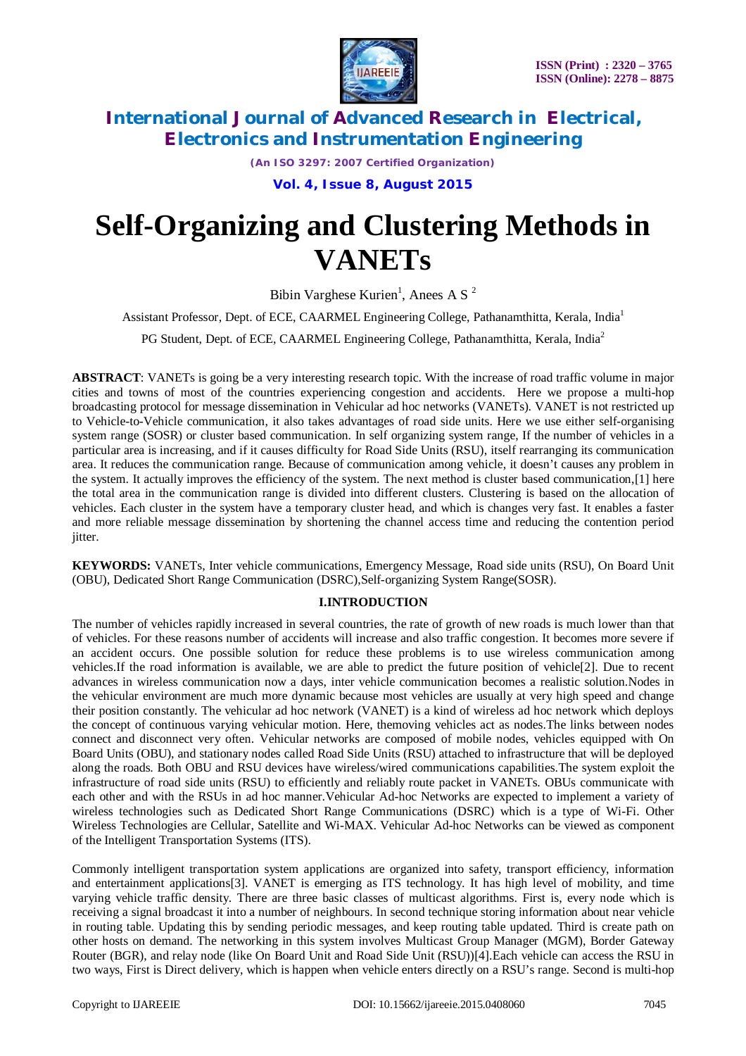# Self-Organizing and Clustering Methods in VANETs

Bibin Varghese Kurien[1], Anees A S [2]

Assistant Professor, Dept. of ECE, CAARMEL Engineering College, Pathanamthitta, Kerala, India[1]

PG Student, Dept. of ECE, CAARMEL Engineering College, Pathanamthitta, Kerala, India[2]

**ABSTRACT**: VANETs is going be a very interesting research topic. With the increase of road traffic volume in major cities and towns of most of the countries experiencing congestion and accidents. Here we propose a multi-hop broadcasting protocol for message dissemination in Vehicular ad hoc networks (VANETs). VANET is not restricted up to Vehicle-to-Vehicle communication, it also takes advantages of road side units. Here we use either self-organising system range (SOSR) or cluster based communication. In self organizing system range, If the number of vehicles in a particular area is increasing, and if it causes difficulty for Road Side Units (RSU), itself rearranging its communication area. It reduces the communication range. Because of communication among vehicle, it doesn't causes any problem in the system. It actually improves the efficiency of the system. The next method is cluster based communication,[1] here the total area in the communication range is divided into different clusters. Clustering is based on the allocation of vehicles. Each cluster in the system have a temporary cluster head, and which is changes very fast. It enables a faster and more reliable message dissemination by shortening the channel access time and reducing the contention period jitter.

**KEYWORDS:** VANETs, Inter vehicle communications, Emergency Message, Road side units (RSU), On Board Unit (OBU), Dedicated Short Range Communication (DSRC),Self-organizing System Range(SOSR).

## I.INTRODUCTION

The number of vehicles rapidly increased in several countries, the rate of growth of new roads is much lower than that of vehicles. For these reasons number of accidents will increase and also traffic congestion. It becomes more severe if an accident occurs. One possible solution for reduce these problems is to use wireless communication among vehicles.If the road information is available, we are able to predict the future position of vehicle[2]. Due to recent advances in wireless communication now a days, inter vehicle communication becomes a realistic solution.Nodes in the vehicular environment are much more dynamic because most vehicles are usually at very high speed and change their position constantly. The vehicular ad hoc network (VANET) is a kind of wireless ad hoc network which deploys the concept of continuous varying vehicular motion. Here, themoving vehicles act as nodes.The links between nodes connect and disconnect very often. Vehicular networks are composed of mobile nodes, vehicles equipped with On Board Units (OBU), and stationary nodes called Road Side Units (RSU) attached to infrastructure that will be deployed along the roads. Both OBU and RSU devices have wireless/wired communications capabilities.The system exploit the infrastructure of road side units (RSU) to efficiently and reliably route packet in VANETs. OBUs communicate with each other and with the RSUs in ad hoc manner.Vehicular Ad-hoc Networks are expected to implement a variety of wireless technologies such as Dedicated Short Range Communications (DSRC) which is a type of Wi-Fi. Other Wireless Technologies are Cellular, Satellite and Wi-MAX. Vehicular Ad-hoc Networks can be viewed as component of the Intelligent Transportation Systems (ITS).

Commonly intelligent transportation system applications are organized into safety, transport efficiency, information and entertainment applications[3]. VANET is emerging as ITS technology. It has high level of mobility, and time varying vehicle traffic density. There are three basic classes of multicast algorithms. First is, every node which is receiving a signal broadcast it into a number of neighbours. In second technique storing information about near vehicle in routing table. Updating this by sending periodic messages, and keep routing table updated. Third is create path on other hosts on demand. The networking in this system involves Multicast Group Manager (MGM), Border Gateway Router (BGR), and relay node (like On Board Unit and Road Side Unit (RSU))[4].Each vehicle can access the RSU in two ways, First is Direct delivery, which is happen when vehicle enters directly on a RSU's range. Second is multi-hop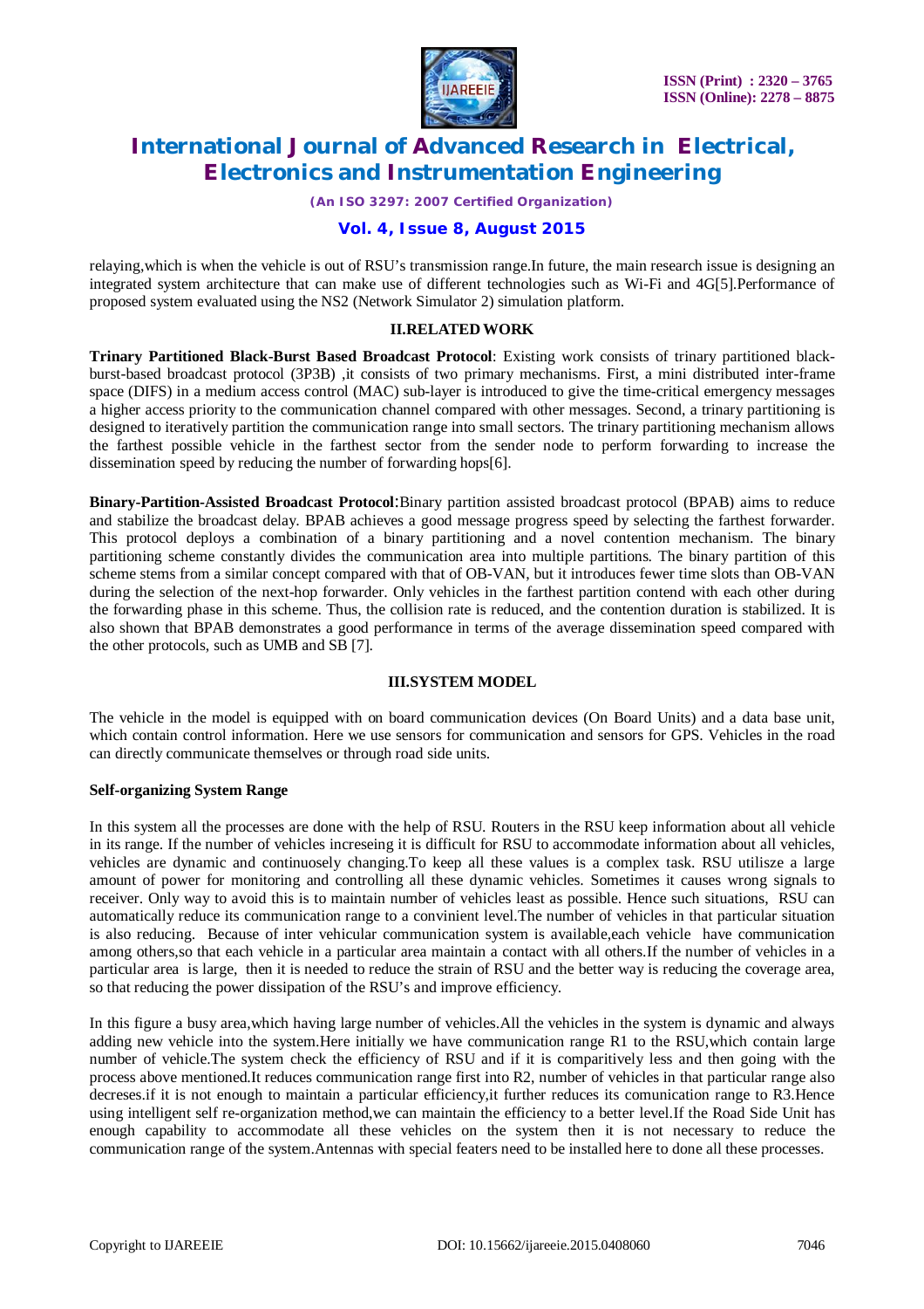relaying,which is when the vehicle is out of RSU's transmission range.In future, the main research issue is designing an integrated system architecture that can make use of different technologies such as Wi-Fi and 4G[5].Performance of proposed system evaluated using the NS2 (Network Simulator 2) simulation platform.

## II.RELATED WORK

**Trinary Partitioned Black-Burst Based Broadcast Protocol**: Existing work consists of trinary partitioned black-burst-based broadcast protocol (3P3B) ,it consists of two primary mechanisms. First, a mini distributed inter-frame space (DIFS) in a medium access control (MAC) sub-layer is introduced to give the time-critical emergency messages a higher access priority to the communication channel compared with other messages. Second, a trinary partitioning is designed to iteratively partition the communication range into small sectors. The trinary partitioning mechanism allows the farthest possible vehicle in the farthest sector from the sender node to perform forwarding to increase the dissemination speed by reducing the number of forwarding hops[6].

**Binary-Partition-Assisted Broadcast Protocol**:Binary partition assisted broadcast protocol (BPAB) aims to reduce and stabilize the broadcast delay. BPAB achieves a good message progress speed by selecting the farthest forwarder. This protocol deploys a combination of a binary partitioning and a novel contention mechanism. The binary partitioning scheme constantly divides the communication area into multiple partitions. The binary partition of this scheme stems from a similar concept compared with that of OB-VAN, but it introduces fewer time slots than OB-VAN during the selection of the next-hop forwarder. Only vehicles in the farthest partition contend with each other during the forwarding phase in this scheme. Thus, the collision rate is reduced, and the contention duration is stabilized. It is also shown that BPAB demonstrates a good performance in terms of the average dissemination speed compared with the other protocols, such as UMB and SB [7].

## III.SYSTEM MODEL

The vehicle in the model is equipped with on board communication devices (On Board Units) and a data base unit, which contain control information. Here we use sensors for communication and sensors for GPS. Vehicles in the road can directly communicate themselves or through road side units.

### Self-organizing System Range

In this system all the processes are done with the help of RSU. Routers in the RSU keep information about all vehicle in its range. If the number of vehicles increseing it is difficult for RSU to accommodate information about all vehicles, vehicles are dynamic and continuosely changing.To keep all these values is a complex task. RSU utilisze a large amount of power for monitoring and controlling all these dynamic vehicles. Sometimes it causes wrong signals to receiver. Only way to avoid this is to maintain number of vehicles least as possible. Hence such situations, RSU can automatically reduce its communication range to a convinient level.The number of vehicles in that particular situation is also reducing. Because of inter vehicular communication system is available,each vehicle have communication among others,so that each vehicle in a particular area maintain a contact with all others.If the number of vehicles in a particular area is large, then it is needed to reduce the strain of RSU and the better way is reducing the coverage area, so that reducing the power dissipation of the RSU's and improve efficiency.

In this figure a busy area,which having large number of vehicles.All the vehicles in the system is dynamic and always adding new vehicle into the system.Here initially we have communication range R1 to the RSU,which contain large number of vehicle.The system check the efficiency of RSU and if it is comparitively less and then going with the process above mentioned.It reduces communication range first into R2, number of vehicles in that particular range also decreses.if it is not enough to maintain a particular efficiency,it further reduces its comunication range to R3.Hence using intelligent self re-organization method,we can maintain the efficiency to a better level.If the Road Side Unit has enough capability to accommodate all these vehicles on the system then it is not necessary to reduce the communication range of the system.Antennas with special featers need to be installed here to done all these processes.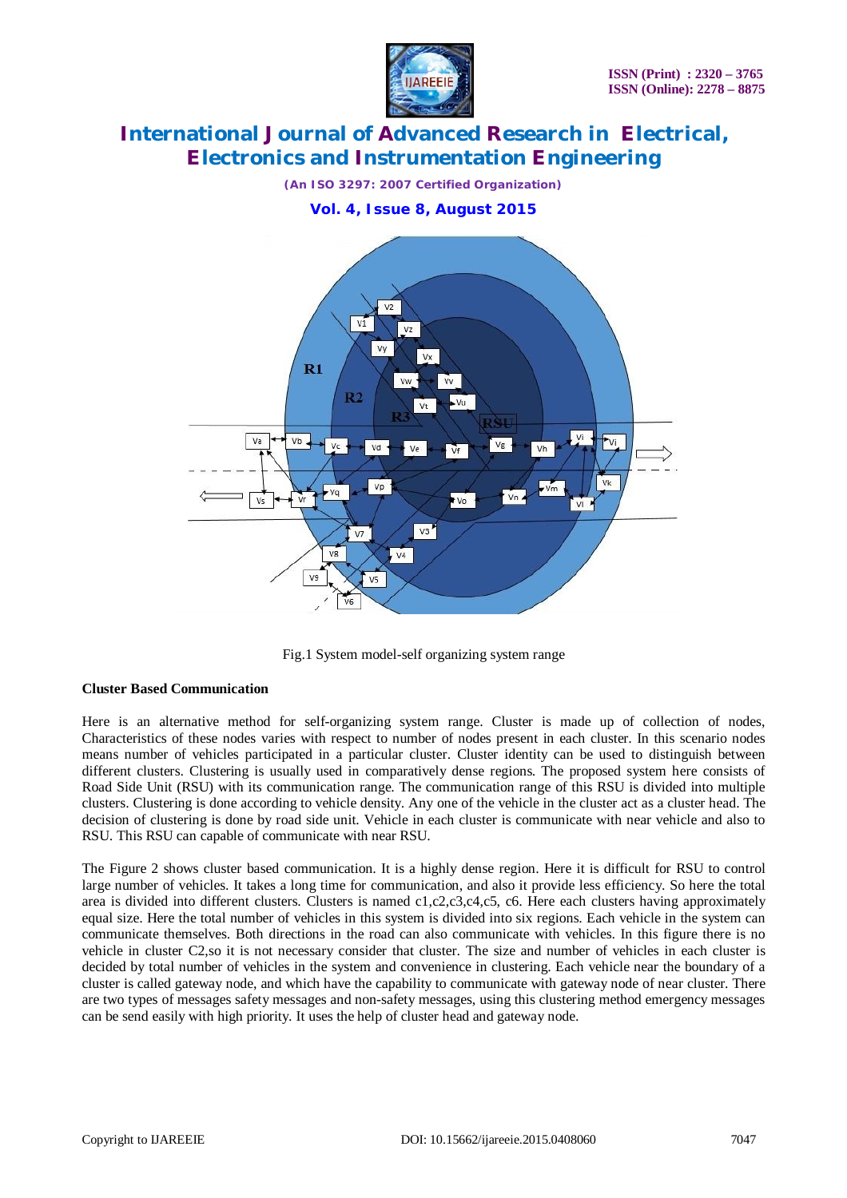Fig.1 System model-self organizing system range

**Cluster Based Communication**

Here is an alternative method for self-organizing system range. Cluster is made up of collection of nodes, Characteristics of these nodes varies with respect to number of nodes present in each cluster. In this scenario nodes means number of vehicles participated in a particular cluster. Cluster identity can be used to distinguish between different clusters. Clustering is usually used in comparatively dense regions. The proposed system here consists of Road Side Unit (RSU) with its communication range. The communication range of this RSU is divided into multiple clusters. Clustering is done according to vehicle density. Any one of the vehicle in the cluster act as a cluster head. The decision of clustering is done by road side unit. Vehicle in each cluster is communicate with near vehicle and also to RSU. This RSU can capable of communicate with near RSU.

The Figure 2 shows cluster based communication. It is a highly dense region. Here it is difficult for RSU to control large number of vehicles. It takes a long time for communication, and also it provide less efficiency. So here the total area is divided into different clusters. Clusters is named c1,c2,c3,c4,c5, c6. Here each clusters having approximately equal size. Here the total number of vehicles in this system is divided into six regions. Each vehicle in the system can communicate themselves. Both directions in the road can also communicate with vehicles. In this figure there is no vehicle in cluster C2,so it is not necessary consider that cluster. The size and number of vehicles in each cluster is decided by total number of vehicles in the system and convenience in clustering. Each vehicle near the boundary of a cluster is called gateway node, and which have the capability to communicate with gateway node of near cluster. There are two types of messages safety messages and non-safety messages, using this clustering method emergency messages can be send easily with high priority. It uses the help of cluster head and gateway node.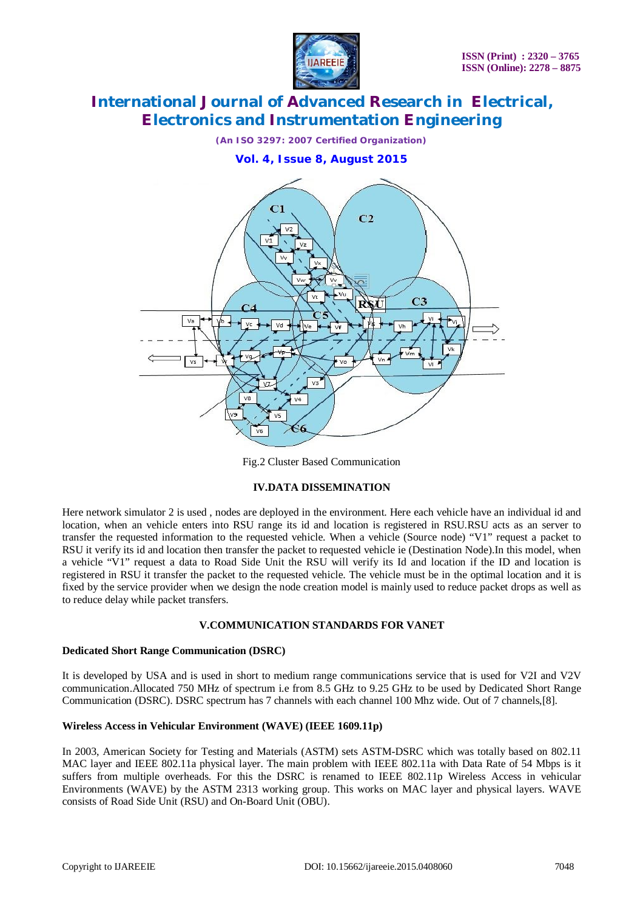Fig.2 Cluster Based Communication

## IV.DATA DISSEMINATION

Here network simulator 2 is used , nodes are deployed in the environment. Here each vehicle have an individual id and location, when an vehicle enters into RSU range its id and location is registered in RSU.RSU acts as an server to transfer the requested information to the requested vehicle. When a vehicle (Source node) "V1" request a packet to RSU it verify its id and location then transfer the packet to requested vehicle ie (Destination Node).In this model, when a vehicle "V1" request a data to Road Side Unit the RSU will verify its Id and location if the ID and location is registered in RSU it transfer the packet to the requested vehicle. The vehicle must be in the optimal location and it is fixed by the service provider when we design the node creation model is mainly used to reduce packet drops as well as to reduce delay while packet transfers.

## V.COMMUNICATION STANDARDS FOR VANET

### Dedicated Short Range Communication (DSRC)

It is developed by USA and is used in short to medium range communications service that is used for V2I and V2V communication.Allocated 750 MHz of spectrum i.e from 8.5 GHz to 9.25 GHz to be used by Dedicated Short Range Communication (DSRC). DSRC spectrum has 7 channels with each channel 100 Mhz wide. Out of 7 channels,[8].

### Wireless Access in Vehicular Environment (WAVE) (IEEE 1609.11p)

In 2003, American Society for Testing and Materials (ASTM) sets ASTM-DSRC which was totally based on 802.11 MAC layer and IEEE 802.11a physical layer. The main problem with IEEE 802.11a with Data Rate of 54 Mbps is it suffers from multiple overheads. For this the DSRC is renamed to IEEE 802.11p Wireless Access in vehicular Environments (WAVE) by the ASTM 2313 working group. This works on MAC layer and physical layers. WAVE consists of Road Side Unit (RSU) and On-Board Unit (OBU).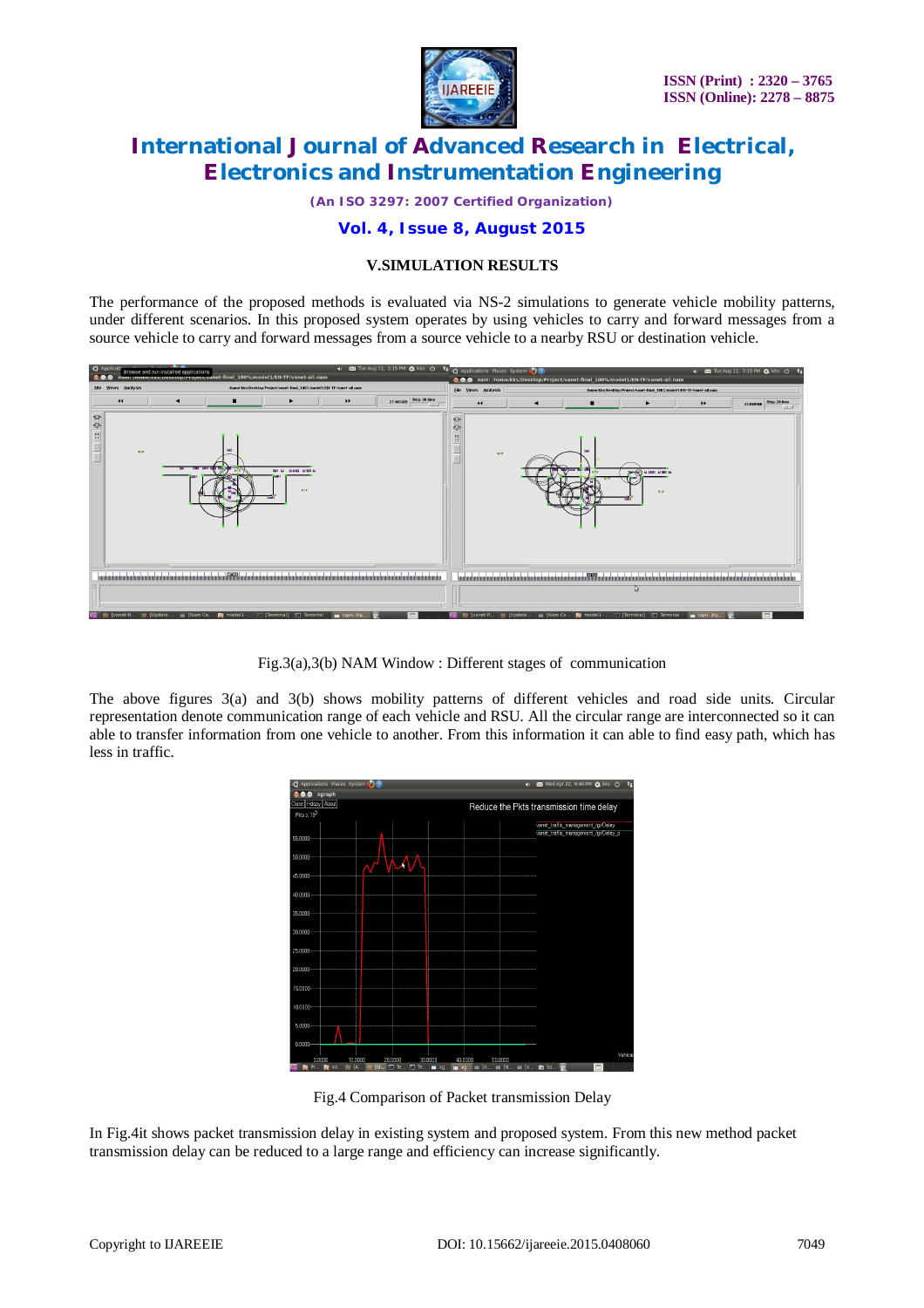## V.SIMULATION RESULTS

The performance of the proposed methods is evaluated via NS-2 simulations to generate vehicle mobility patterns, under different scenarios. In this proposed system operates by using vehicles to carry and forward messages from a source vehicle to carry and forward messages from a source vehicle to a nearby RSU or destination vehicle.

Fig.3(a),3(b) NAM Window : Different stages of communication

The above figures 3(a) and 3(b) shows mobility patterns of different vehicles and road side units. Circular representation denote communication range of each vehicle and RSU. All the circular range are interconnected so it can able to transfer information from one vehicle to another. From this information it can able to find easy path, which has less in traffic.

Fig.4 Comparison of Packet transmission Delay

In Fig.4it shows packet transmission delay in existing system and proposed system. From this new method packet transmission delay can be reduced to a large range and efficiency can increase significantly.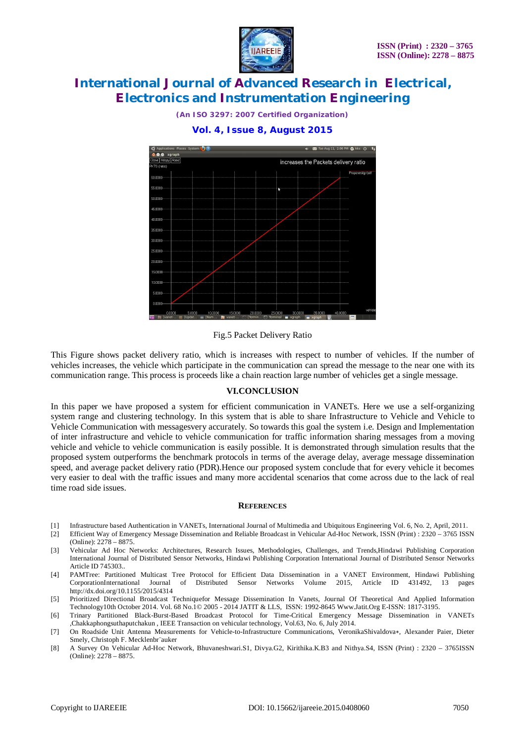increases the Packets delivery ratio

PKTS (ratio)

Proposedtgr.pdf

60.0000
55.0000
50.0000
45.0000
40.0000
35.0000
30.0000
25.0000
20.0000
15.0000
10.0000
5.0000
0.0000

0.0000 5.0000 10.0000 15.0000 20.0000 25.0000 30.0000 35.0000 40.0000

vehicle

Fig.5 Packet Delivery Ratio

This Figure shows packet delivery ratio, which is increases with respect to number of vehicles. If the number of vehicles increases, the vehicle which participate in the communication can spread the message to the near one with its communication range. This process is proceeds like a chain reaction large number of vehicles get a single message.

## VI.CONCLUSION

In this paper we have proposed a system for efficient communication in VANETs. Here we use a self-organizing system range and clustering technology. In this system that is able to share Infrastructure to Vehicle and Vehicle to Vehicle Communication with messagesvery accurately. So towards this goal the system i.e. Design and Implementation of inter infrastructure and vehicle to vehicle communication for traffic information sharing messages from a moving vehicle and vehicle to vehicle communication is easily possible. It is demonstrated through simulation results that the proposed system outperforms the benchmark protocols in terms of the average delay, average message dissemination speed, and average packet delivery ratio (PDR).Hence our proposed system conclude that for every vehicle it becomes very easier to deal with the traffic issues and many more accidental scenarios that come across due to the lack of real time road side issues.

## REFERENCES

[1] Infrastructure based Authentication in VANETs, International Journal of Multimedia and Ubiquitous Engineering Vol. 6, No. 2, April, 2011.

[2] Efficient Way of Emergency Message Dissemination and Reliable Broadcast in Vehicular Ad-Hoc Network, ISSN (Print) : 2320 – 3765 ISSN (Online): 2278 – 8875.

[3] Vehicular Ad Hoc Networks: Architectures, Research Issues, Methodologies, Challenges, and Trends,Hindawi Publishing Corporation International Journal of Distributed Sensor Networks, Hindawi Publishing Corporation International Journal of Distributed Sensor Networks Article ID 745303..

[4] PAMTree: Partitioned Multicast Tree Protocol for Efficient Data Dissemination in a VANET Environment, Hindawi Publishing CorporationInternational Journal of Distributed Sensor Networks Volume 2015, Article ID 431492, 13 pages http://dx.doi.org/10.1155/2015/4314

[5] Prioritized Directional Broadcast Techniquefor Message Dissemination In Vanets, Journal Of Theoretical And Applied Information Technology10th October 2014. Vol. 68 No.1© 2005 - 2014 JATIT & LLS, ISSN: 1992-8645 Www.Jatit.Org E-ISSN: 1817-3195.

[6] Trinary Partitioned Black-Burst-Based Broadcast Protocol for Time-Critical Emergency Message Dissemination in VANETs ,Chakkaphongsuthaputchakun , IEEE Transaction on vehicular technology, Vol.63, No. 6, July 2014.

[7] On Roadside Unit Antenna Measurements for Vehicle-to-Infrastructure Communications, VeronikaShivaldova∗, Alexander Paier, Dieter Smely, Christoph F. Mecklenbr¨auker

[8] A Survey On Vehicular Ad-Hoc Network, Bhuvaneshwari.S1, Divya.G2, Kirithika.K.B3 and Nithya.S4, ISSN (Print) : 2320 – 3765ISSN (Online): 2278 – 8875.